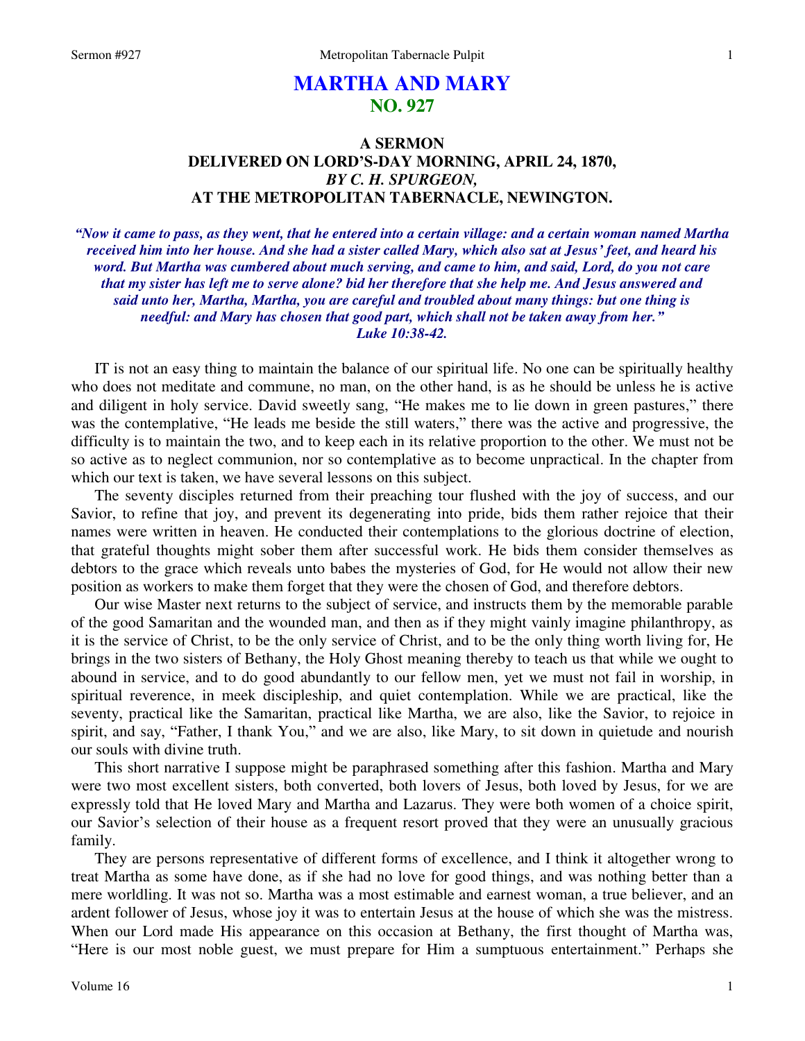# MARTHA AND MARY
## NO. 927

### A SERMON
### DELIVERED ON LORD'S-DAY MORNING, APRIL 24, 1870,
### *BY C. H. SPURGEON,*
### AT THE METROPOLITAN TABERNACLE, NEWINGTON.

***"Now it came to pass, as they went, that he entered into a certain village: and a certain woman named Martha received him into her house. And she had a sister called Mary, which also sat at Jesus' feet, and heard his word. But Martha was cumbered about much serving, and came to him, and said, Lord, do you not care that my sister has left me to serve alone? bid her therefore that she help me. And Jesus answered and said unto her, Martha, Martha, you are careful and troubled about many things: but one thing is needful: and Mary has chosen that good part, which shall not be taken away from her."***
***Luke 10:38-42.***

IT is not an easy thing to maintain the balance of our spiritual life. No one can be spiritually healthy who does not meditate and commune, no man, on the other hand, is as he should be unless he is active and diligent in holy service. David sweetly sang, "He makes me to lie down in green pastures," there was the contemplative, "He leads me beside the still waters," there was the active and progressive, the difficulty is to maintain the two, and to keep each in its relative proportion to the other. We must not be so active as to neglect communion, nor so contemplative as to become unpractical. In the chapter from which our text is taken, we have several lessons on this subject.

The seventy disciples returned from their preaching tour flushed with the joy of success, and our Savior, to refine that joy, and prevent its degenerating into pride, bids them rather rejoice that their names were written in heaven. He conducted their contemplations to the glorious doctrine of election, that grateful thoughts might sober them after successful work. He bids them consider themselves as debtors to the grace which reveals unto babes the mysteries of God, for He would not allow their new position as workers to make them forget that they were the chosen of God, and therefore debtors.

Our wise Master next returns to the subject of service, and instructs them by the memorable parable of the good Samaritan and the wounded man, and then as if they might vainly imagine philanthropy, as it is the service of Christ, to be the only service of Christ, and to be the only thing worth living for, He brings in the two sisters of Bethany, the Holy Ghost meaning thereby to teach us that while we ought to abound in service, and to do good abundantly to our fellow men, yet we must not fail in worship, in spiritual reverence, in meek discipleship, and quiet contemplation. While we are practical, like the seventy, practical like the Samaritan, practical like Martha, we are also, like the Savior, to rejoice in spirit, and say, "Father, I thank You," and we are also, like Mary, to sit down in quietude and nourish our souls with divine truth.

This short narrative I suppose might be paraphrased something after this fashion. Martha and Mary were two most excellent sisters, both converted, both lovers of Jesus, both loved by Jesus, for we are expressly told that He loved Mary and Martha and Lazarus. They were both women of a choice spirit, our Savior's selection of their house as a frequent resort proved that they were an unusually gracious family.

They are persons representative of different forms of excellence, and I think it altogether wrong to treat Martha as some have done, as if she had no love for good things, and was nothing better than a mere worldling. It was not so. Martha was a most estimable and earnest woman, a true believer, and an ardent follower of Jesus, whose joy it was to entertain Jesus at the house of which she was the mistress. When our Lord made His appearance on this occasion at Bethany, the first thought of Martha was, "Here is our most noble guest, we must prepare for Him a sumptuous entertainment." Perhaps she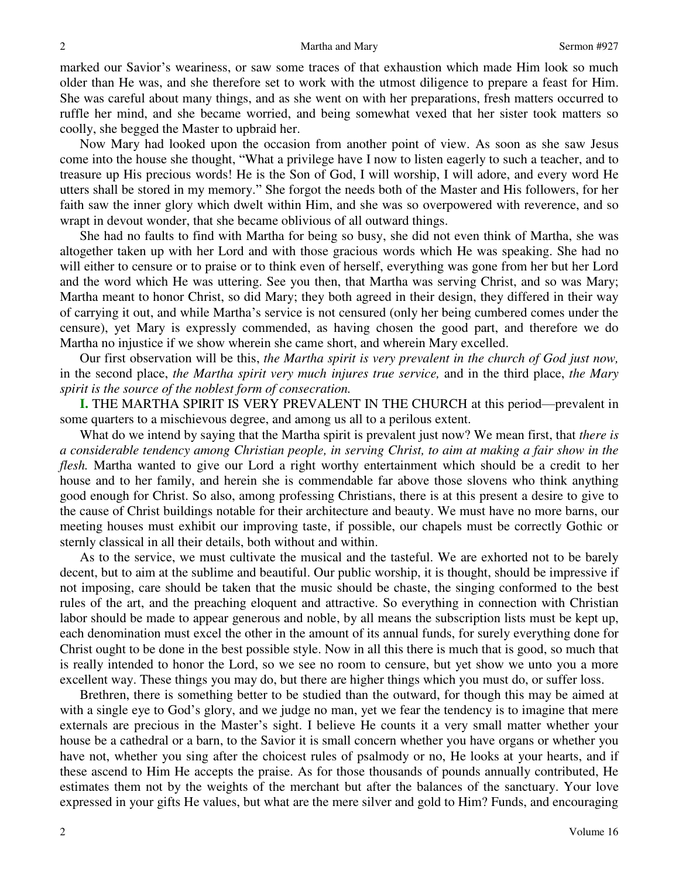marked our Savior's weariness, or saw some traces of that exhaustion which made Him look so much older than He was, and she therefore set to work with the utmost diligence to prepare a feast for Him. She was careful about many things, and as she went on with her preparations, fresh matters occurred to ruffle her mind, and she became worried, and being somewhat vexed that her sister took matters so coolly, she begged the Master to upbraid her.

Now Mary had looked upon the occasion from another point of view. As soon as she saw Jesus come into the house she thought, "What a privilege have I now to listen eagerly to such a teacher, and to treasure up His precious words! He is the Son of God, I will worship, I will adore, and every word He utters shall be stored in my memory." She forgot the needs both of the Master and His followers, for her faith saw the inner glory which dwelt within Him, and she was so overpowered with reverence, and so wrapt in devout wonder, that she became oblivious of all outward things.

She had no faults to find with Martha for being so busy, she did not even think of Martha, she was altogether taken up with her Lord and with those gracious words which He was speaking. She had no will either to censure or to praise or to think even of herself, everything was gone from her but her Lord and the word which He was uttering. See you then, that Martha was serving Christ, and so was Mary; Martha meant to honor Christ, so did Mary; they both agreed in their design, they differed in their way of carrying it out, and while Martha's service is not censured (only her being cumbered comes under the censure), yet Mary is expressly commended, as having chosen the good part, and therefore we do Martha no injustice if we show wherein she came short, and wherein Mary excelled.

Our first observation will be this, *the Martha spirit is very prevalent in the church of God just now,* in the second place, *the Martha spirit very much injures true service,* and in the third place, *the Mary spirit is the source of the noblest form of consecration.*

**I.** THE MARTHA SPIRIT IS VERY PREVALENT IN THE CHURCH at this period—prevalent in some quarters to a mischievous degree, and among us all to a perilous extent.

What do we intend by saying that the Martha spirit is prevalent just now? We mean first, that *there is a considerable tendency among Christian people, in serving Christ, to aim at making a fair show in the flesh.* Martha wanted to give our Lord a right worthy entertainment which should be a credit to her house and to her family, and herein she is commendable far above those slovens who think anything good enough for Christ. So also, among professing Christians, there is at this present a desire to give to the cause of Christ buildings notable for their architecture and beauty. We must have no more barns, our meeting houses must exhibit our improving taste, if possible, our chapels must be correctly Gothic or sternly classical in all their details, both without and within.

As to the service, we must cultivate the musical and the tasteful. We are exhorted not to be barely decent, but to aim at the sublime and beautiful. Our public worship, it is thought, should be impressive if not imposing, care should be taken that the music should be chaste, the singing conformed to the best rules of the art, and the preaching eloquent and attractive. So everything in connection with Christian labor should be made to appear generous and noble, by all means the subscription lists must be kept up, each denomination must excel the other in the amount of its annual funds, for surely everything done for Christ ought to be done in the best possible style. Now in all this there is much that is good, so much that is really intended to honor the Lord, so we see no room to censure, but yet show we unto you a more excellent way. These things you may do, but there are higher things which you must do, or suffer loss.

Brethren, there is something better to be studied than the outward, for though this may be aimed at with a single eye to God's glory, and we judge no man, yet we fear the tendency is to imagine that mere externals are precious in the Master's sight. I believe He counts it a very small matter whether your house be a cathedral or a barn, to the Savior it is small concern whether you have organs or whether you have not, whether you sing after the choicest rules of psalmody or no, He looks at your hearts, and if these ascend to Him He accepts the praise. As for those thousands of pounds annually contributed, He estimates them not by the weights of the merchant but after the balances of the sanctuary. Your love expressed in your gifts He values, but what are the mere silver and gold to Him? Funds, and encouraging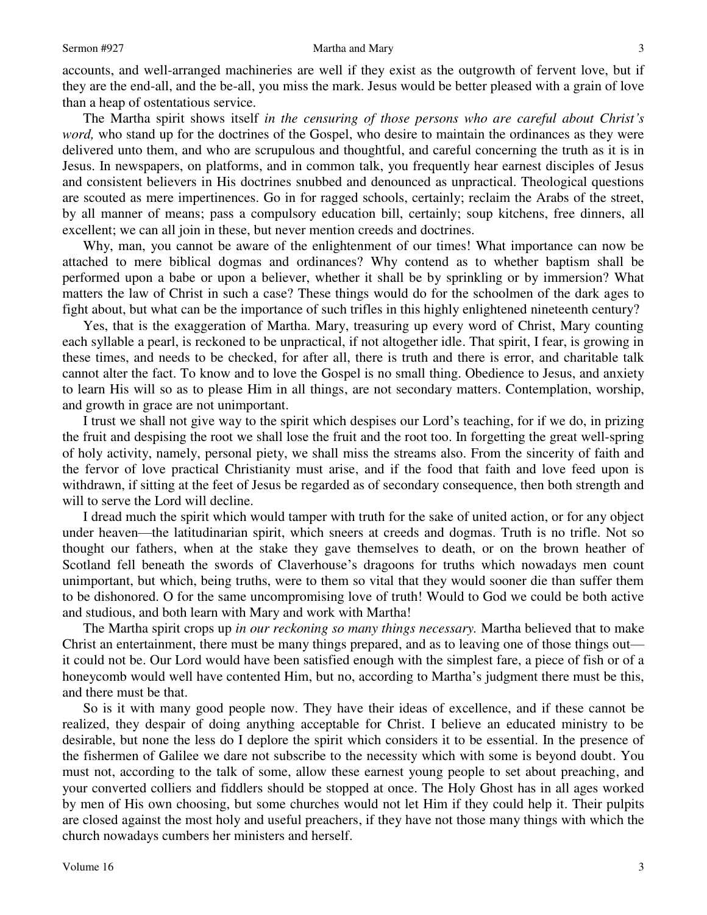accounts, and well-arranged machineries are well if they exist as the outgrowth of fervent love, but if they are the end-all, and the be-all, you miss the mark. Jesus would be better pleased with a grain of love than a heap of ostentatious service.

The Martha spirit shows itself *in the censuring of those persons who are careful about Christ's word,* who stand up for the doctrines of the Gospel, who desire to maintain the ordinances as they were delivered unto them, and who are scrupulous and thoughtful, and careful concerning the truth as it is in Jesus. In newspapers, on platforms, and in common talk, you frequently hear earnest disciples of Jesus and consistent believers in His doctrines snubbed and denounced as unpractical. Theological questions are scouted as mere impertinences. Go in for ragged schools, certainly; reclaim the Arabs of the street, by all manner of means; pass a compulsory education bill, certainly; soup kitchens, free dinners, all excellent; we can all join in these, but never mention creeds and doctrines.

Why, man, you cannot be aware of the enlightenment of our times! What importance can now be attached to mere biblical dogmas and ordinances? Why contend as to whether baptism shall be performed upon a babe or upon a believer, whether it shall be by sprinkling or by immersion? What matters the law of Christ in such a case? These things would do for the schoolmen of the dark ages to fight about, but what can be the importance of such trifles in this highly enlightened nineteenth century?

Yes, that is the exaggeration of Martha. Mary, treasuring up every word of Christ, Mary counting each syllable a pearl, is reckoned to be unpractical, if not altogether idle. That spirit, I fear, is growing in these times, and needs to be checked, for after all, there is truth and there is error, and charitable talk cannot alter the fact. To know and to love the Gospel is no small thing. Obedience to Jesus, and anxiety to learn His will so as to please Him in all things, are not secondary matters. Contemplation, worship, and growth in grace are not unimportant.

I trust we shall not give way to the spirit which despises our Lord's teaching, for if we do, in prizing the fruit and despising the root we shall lose the fruit and the root too. In forgetting the great well-spring of holy activity, namely, personal piety, we shall miss the streams also. From the sincerity of faith and the fervor of love practical Christianity must arise, and if the food that faith and love feed upon is withdrawn, if sitting at the feet of Jesus be regarded as of secondary consequence, then both strength and will to serve the Lord will decline.

I dread much the spirit which would tamper with truth for the sake of united action, or for any object under heaven—the latitudinarian spirit, which sneers at creeds and dogmas. Truth is no trifle. Not so thought our fathers, when at the stake they gave themselves to death, or on the brown heather of Scotland fell beneath the swords of Claverhouse's dragoons for truths which nowadays men count unimportant, but which, being truths, were to them so vital that they would sooner die than suffer them to be dishonored. O for the same uncompromising love of truth! Would to God we could be both active and studious, and both learn with Mary and work with Martha!

The Martha spirit crops up *in our reckoning so many things necessary.* Martha believed that to make Christ an entertainment, there must be many things prepared, and as to leaving one of those things out—it could not be. Our Lord would have been satisfied enough with the simplest fare, a piece of fish or of a honeycomb would well have contented Him, but no, according to Martha's judgment there must be this, and there must be that.

So is it with many good people now. They have their ideas of excellence, and if these cannot be realized, they despair of doing anything acceptable for Christ. I believe an educated ministry to be desirable, but none the less do I deplore the spirit which considers it to be essential. In the presence of the fishermen of Galilee we dare not subscribe to the necessity which with some is beyond doubt. You must not, according to the talk of some, allow these earnest young people to set about preaching, and your converted colliers and fiddlers should be stopped at once. The Holy Ghost has in all ages worked by men of His own choosing, but some churches would not let Him if they could help it. Their pulpits are closed against the most holy and useful preachers, if they have not those many things with which the church nowadays cumbers her ministers and herself.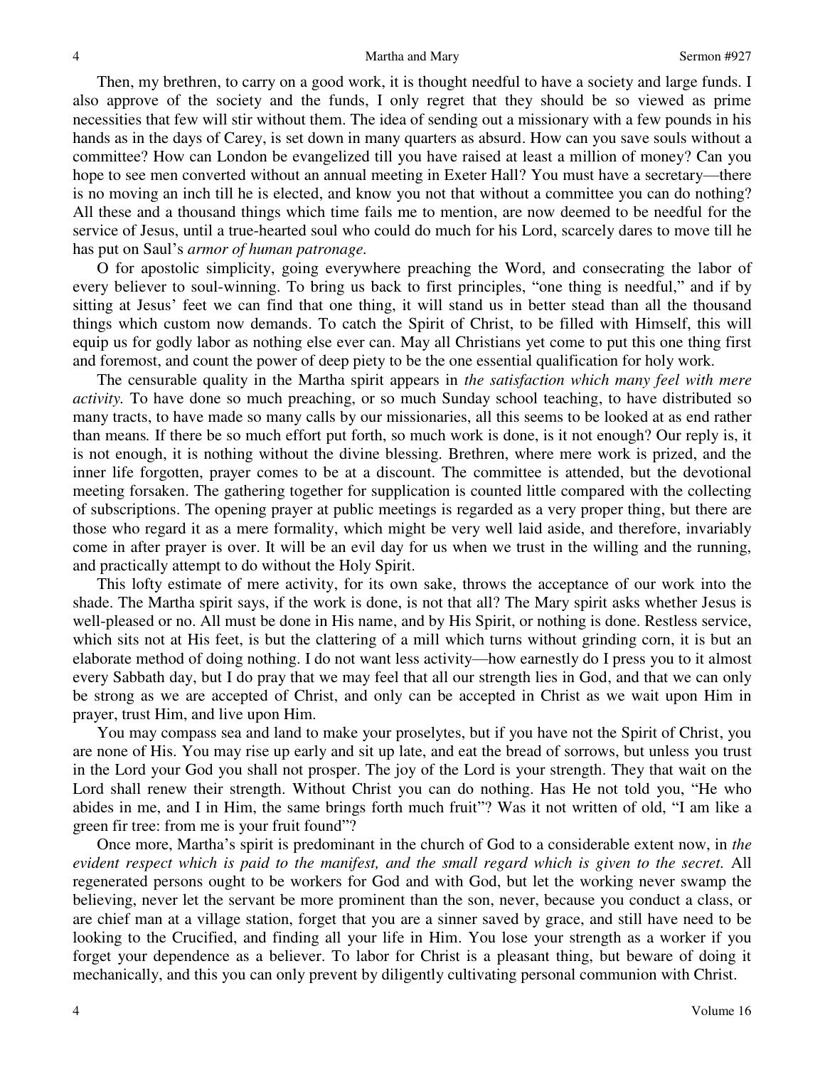Then, my brethren, to carry on a good work, it is thought needful to have a society and large funds. I also approve of the society and the funds, I only regret that they should be so viewed as prime necessities that few will stir without them. The idea of sending out a missionary with a few pounds in his hands as in the days of Carey, is set down in many quarters as absurd. How can you save souls without a committee? How can London be evangelized till you have raised at least a million of money? Can you hope to see men converted without an annual meeting in Exeter Hall? You must have a secretary—there is no moving an inch till he is elected, and know you not that without a committee you can do nothing? All these and a thousand things which time fails me to mention, are now deemed to be needful for the service of Jesus, until a true-hearted soul who could do much for his Lord, scarcely dares to move till he has put on Saul's *armor of human patronage.*

O for apostolic simplicity, going everywhere preaching the Word, and consecrating the labor of every believer to soul-winning. To bring us back to first principles, "one thing is needful," and if by sitting at Jesus' feet we can find that one thing, it will stand us in better stead than all the thousand things which custom now demands. To catch the Spirit of Christ, to be filled with Himself, this will equip us for godly labor as nothing else ever can. May all Christians yet come to put this one thing first and foremost, and count the power of deep piety to be the one essential qualification for holy work.

The censurable quality in the Martha spirit appears in *the satisfaction which many feel with mere activity.* To have done so much preaching, or so much Sunday school teaching, to have distributed so many tracts, to have made so many calls by our missionaries, all this seems to be looked at as end rather than means*.* If there be so much effort put forth, so much work is done, is it not enough? Our reply is, it is not enough, it is nothing without the divine blessing. Brethren, where mere work is prized, and the inner life forgotten, prayer comes to be at a discount. The committee is attended, but the devotional meeting forsaken. The gathering together for supplication is counted little compared with the collecting of subscriptions. The opening prayer at public meetings is regarded as a very proper thing, but there are those who regard it as a mere formality, which might be very well laid aside, and therefore, invariably come in after prayer is over. It will be an evil day for us when we trust in the willing and the running, and practically attempt to do without the Holy Spirit.

This lofty estimate of mere activity, for its own sake, throws the acceptance of our work into the shade. The Martha spirit says, if the work is done, is not that all? The Mary spirit asks whether Jesus is well-pleased or no. All must be done in His name, and by His Spirit, or nothing is done. Restless service, which sits not at His feet, is but the clattering of a mill which turns without grinding corn, it is but an elaborate method of doing nothing. I do not want less activity—how earnestly do I press you to it almost every Sabbath day, but I do pray that we may feel that all our strength lies in God, and that we can only be strong as we are accepted of Christ, and only can be accepted in Christ as we wait upon Him in prayer, trust Him, and live upon Him.

You may compass sea and land to make your proselytes, but if you have not the Spirit of Christ, you are none of His. You may rise up early and sit up late, and eat the bread of sorrows, but unless you trust in the Lord your God you shall not prosper. The joy of the Lord is your strength. They that wait on the Lord shall renew their strength. Without Christ you can do nothing. Has He not told you, "He who abides in me, and I in Him, the same brings forth much fruit"? Was it not written of old, "I am like a green fir tree: from me is your fruit found"?

Once more, Martha's spirit is predominant in the church of God to a considerable extent now, in *the evident respect which is paid to the manifest, and the small regard which is given to the secret.* All regenerated persons ought to be workers for God and with God, but let the working never swamp the believing, never let the servant be more prominent than the son, never, because you conduct a class, or are chief man at a village station, forget that you are a sinner saved by grace, and still have need to be looking to the Crucified, and finding all your life in Him. You lose your strength as a worker if you forget your dependence as a believer. To labor for Christ is a pleasant thing, but beware of doing it mechanically, and this you can only prevent by diligently cultivating personal communion with Christ.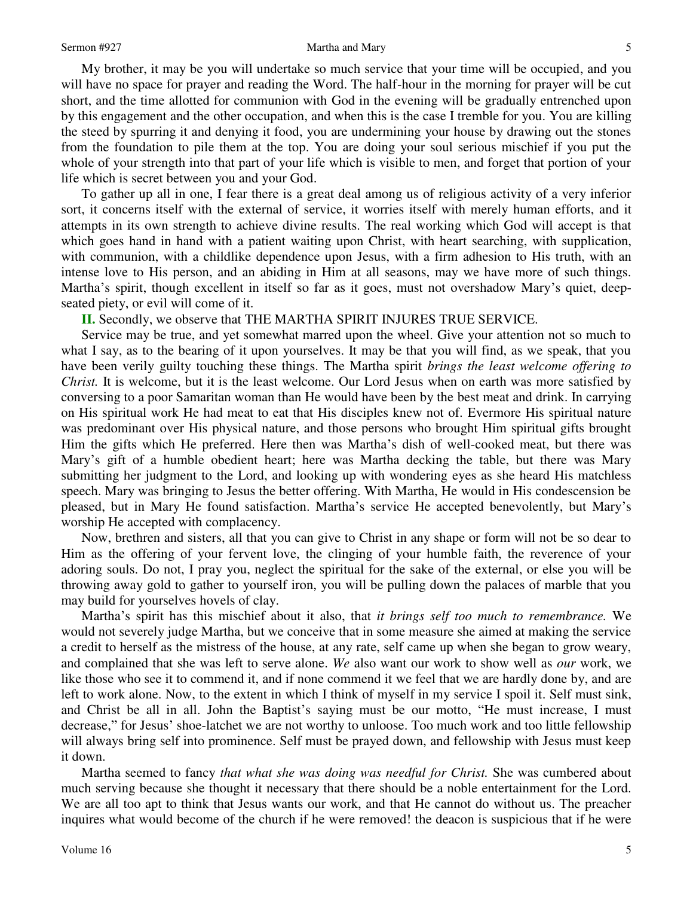My brother, it may be you will undertake so much service that your time will be occupied, and you will have no space for prayer and reading the Word. The half-hour in the morning for prayer will be cut short, and the time allotted for communion with God in the evening will be gradually entrenched upon by this engagement and the other occupation, and when this is the case I tremble for you. You are killing the steed by spurring it and denying it food, you are undermining your house by drawing out the stones from the foundation to pile them at the top. You are doing your soul serious mischief if you put the whole of your strength into that part of your life which is visible to men, and forget that portion of your life which is secret between you and your God.

To gather up all in one, I fear there is a great deal among us of religious activity of a very inferior sort, it concerns itself with the external of service, it worries itself with merely human efforts, and it attempts in its own strength to achieve divine results. The real working which God will accept is that which goes hand in hand with a patient waiting upon Christ, with heart searching, with supplication, with communion, with a childlike dependence upon Jesus, with a firm adhesion to His truth, with an intense love to His person, and an abiding in Him at all seasons, may we have more of such things. Martha's spirit, though excellent in itself so far as it goes, must not overshadow Mary's quiet, deep-seated piety, or evil will come of it.

**II.** Secondly, we observe that THE MARTHA SPIRIT INJURES TRUE SERVICE.

Service may be true, and yet somewhat marred upon the wheel. Give your attention not so much to what I say, as to the bearing of it upon yourselves. It may be that you will find, as we speak, that you have been verily guilty touching these things. The Martha spirit *brings the least welcome offering to Christ.* It is welcome, but it is the least welcome. Our Lord Jesus when on earth was more satisfied by conversing to a poor Samaritan woman than He would have been by the best meat and drink. In carrying on His spiritual work He had meat to eat that His disciples knew not of. Evermore His spiritual nature was predominant over His physical nature, and those persons who brought Him spiritual gifts brought Him the gifts which He preferred. Here then was Martha's dish of well-cooked meat, but there was Mary's gift of a humble obedient heart; here was Martha decking the table, but there was Mary submitting her judgment to the Lord, and looking up with wondering eyes as she heard His matchless speech. Mary was bringing to Jesus the better offering. With Martha, He would in His condescension be pleased, but in Mary He found satisfaction. Martha's service He accepted benevolently, but Mary's worship He accepted with complacency.

Now, brethren and sisters, all that you can give to Christ in any shape or form will not be so dear to Him as the offering of your fervent love, the clinging of your humble faith, the reverence of your adoring souls. Do not, I pray you, neglect the spiritual for the sake of the external, or else you will be throwing away gold to gather to yourself iron, you will be pulling down the palaces of marble that you may build for yourselves hovels of clay.

Martha's spirit has this mischief about it also, that *it brings self too much to remembrance.* We would not severely judge Martha, but we conceive that in some measure she aimed at making the service a credit to herself as the mistress of the house, at any rate, self came up when she began to grow weary, and complained that she was left to serve alone. *We* also want our work to show well as *our* work, we like those who see it to commend it, and if none commend it we feel that we are hardly done by, and are left to work alone. Now, to the extent in which I think of myself in my service I spoil it. Self must sink, and Christ be all in all. John the Baptist's saying must be our motto, "He must increase, I must decrease," for Jesus' shoe-latchet we are not worthy to unloose. Too much work and too little fellowship will always bring self into prominence. Self must be prayed down, and fellowship with Jesus must keep it down.

Martha seemed to fancy *that what she was doing was needful for Christ.* She was cumbered about much serving because she thought it necessary that there should be a noble entertainment for the Lord. We are all too apt to think that Jesus wants our work, and that He cannot do without us. The preacher inquires what would become of the church if he were removed! the deacon is suspicious that if he were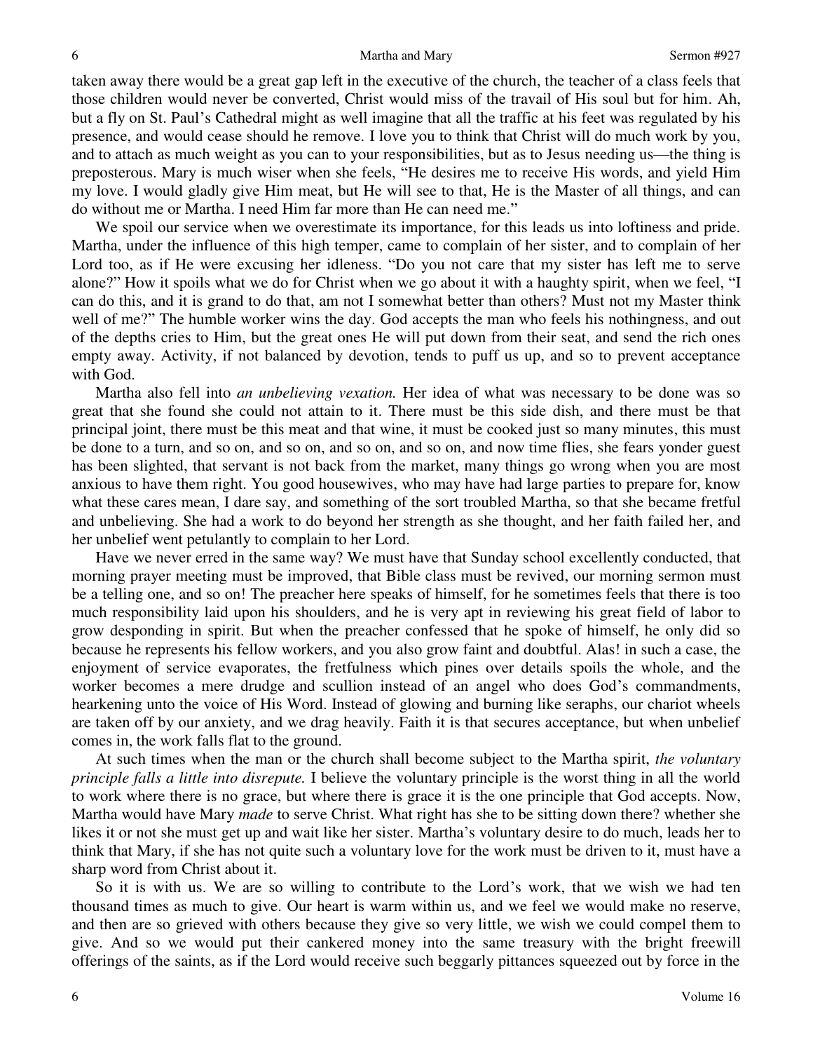taken away there would be a great gap left in the executive of the church, the teacher of a class feels that those children would never be converted, Christ would miss of the travail of His soul but for him. Ah, but a fly on St. Paul's Cathedral might as well imagine that all the traffic at his feet was regulated by his presence, and would cease should he remove. I love you to think that Christ will do much work by you, and to attach as much weight as you can to your responsibilities, but as to Jesus needing us—the thing is preposterous. Mary is much wiser when she feels, "He desires me to receive His words, and yield Him my love. I would gladly give Him meat, but He will see to that, He is the Master of all things, and can do without me or Martha. I need Him far more than He can need me."

We spoil our service when we overestimate its importance, for this leads us into loftiness and pride. Martha, under the influence of this high temper, came to complain of her sister, and to complain of her Lord too, as if He were excusing her idleness. "Do you not care that my sister has left me to serve alone?" How it spoils what we do for Christ when we go about it with a haughty spirit, when we feel, "I can do this, and it is grand to do that, am not I somewhat better than others? Must not my Master think well of me?" The humble worker wins the day. God accepts the man who feels his nothingness, and out of the depths cries to Him, but the great ones He will put down from their seat, and send the rich ones empty away. Activity, if not balanced by devotion, tends to puff us up, and so to prevent acceptance with God.

Martha also fell into *an unbelieving vexation.* Her idea of what was necessary to be done was so great that she found she could not attain to it. There must be this side dish, and there must be that principal joint, there must be this meat and that wine, it must be cooked just so many minutes, this must be done to a turn, and so on, and so on, and so on, and so on, and now time flies, she fears yonder guest has been slighted, that servant is not back from the market, many things go wrong when you are most anxious to have them right. You good housewives, who may have had large parties to prepare for, know what these cares mean, I dare say, and something of the sort troubled Martha, so that she became fretful and unbelieving. She had a work to do beyond her strength as she thought, and her faith failed her, and her unbelief went petulantly to complain to her Lord.

Have we never erred in the same way? We must have that Sunday school excellently conducted, that morning prayer meeting must be improved, that Bible class must be revived, our morning sermon must be a telling one, and so on! The preacher here speaks of himself, for he sometimes feels that there is too much responsibility laid upon his shoulders, and he is very apt in reviewing his great field of labor to grow desponding in spirit. But when the preacher confessed that he spoke of himself, he only did so because he represents his fellow workers, and you also grow faint and doubtful. Alas! in such a case, the enjoyment of service evaporates, the fretfulness which pines over details spoils the whole, and the worker becomes a mere drudge and scullion instead of an angel who does God's commandments, hearkening unto the voice of His Word. Instead of glowing and burning like seraphs, our chariot wheels are taken off by our anxiety, and we drag heavily. Faith it is that secures acceptance, but when unbelief comes in, the work falls flat to the ground.

At such times when the man or the church shall become subject to the Martha spirit, *the voluntary principle falls a little into disrepute.* I believe the voluntary principle is the worst thing in all the world to work where there is no grace, but where there is grace it is the one principle that God accepts. Now, Martha would have Mary *made* to serve Christ. What right has she to be sitting down there? whether she likes it or not she must get up and wait like her sister. Martha's voluntary desire to do much, leads her to think that Mary, if she has not quite such a voluntary love for the work must be driven to it, must have a sharp word from Christ about it.

So it is with us. We are so willing to contribute to the Lord's work, that we wish we had ten thousand times as much to give. Our heart is warm within us, and we feel we would make no reserve, and then are so grieved with others because they give so very little, we wish we could compel them to give. And so we would put their cankered money into the same treasury with the bright freewill offerings of the saints, as if the Lord would receive such beggarly pittances squeezed out by force in the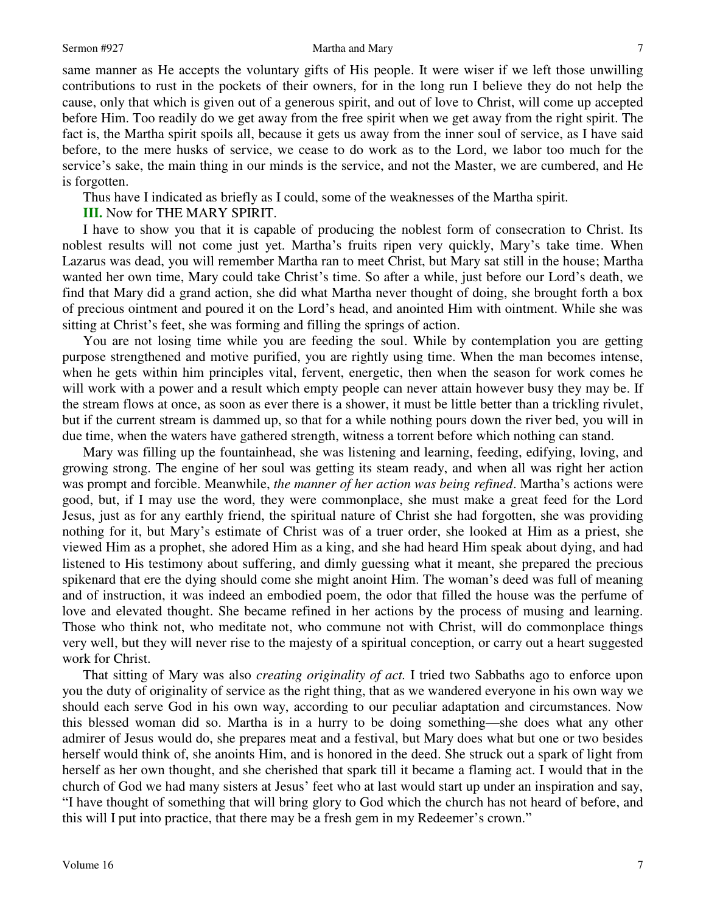same manner as He accepts the voluntary gifts of His people. It were wiser if we left those unwilling contributions to rust in the pockets of their owners, for in the long run I believe they do not help the cause, only that which is given out of a generous spirit, and out of love to Christ, will come up accepted before Him. Too readily do we get away from the free spirit when we get away from the right spirit. The fact is, the Martha spirit spoils all, because it gets us away from the inner soul of service, as I have said before, to the mere husks of service, we cease to do work as to the Lord, we labor too much for the service's sake, the main thing in our minds is the service, and not the Master, we are cumbered, and He is forgotten.

Thus have I indicated as briefly as I could, some of the weaknesses of the Martha spirit.

**III.** Now for THE MARY SPIRIT.

I have to show you that it is capable of producing the noblest form of consecration to Christ. Its noblest results will not come just yet. Martha's fruits ripen very quickly, Mary's take time. When Lazarus was dead, you will remember Martha ran to meet Christ, but Mary sat still in the house; Martha wanted her own time, Mary could take Christ's time. So after a while, just before our Lord's death, we find that Mary did a grand action, she did what Martha never thought of doing, she brought forth a box of precious ointment and poured it on the Lord's head, and anointed Him with ointment. While she was sitting at Christ's feet, she was forming and filling the springs of action.

You are not losing time while you are feeding the soul. While by contemplation you are getting purpose strengthened and motive purified, you are rightly using time. When the man becomes intense, when he gets within him principles vital, fervent, energetic, then when the season for work comes he will work with a power and a result which empty people can never attain however busy they may be. If the stream flows at once, as soon as ever there is a shower, it must be little better than a trickling rivulet, but if the current stream is dammed up, so that for a while nothing pours down the river bed, you will in due time, when the waters have gathered strength, witness a torrent before which nothing can stand.

Mary was filling up the fountainhead, she was listening and learning, feeding, edifying, loving, and growing strong. The engine of her soul was getting its steam ready, and when all was right her action was prompt and forcible. Meanwhile, *the manner of her action was being refined*. Martha's actions were good, but, if I may use the word, they were commonplace, she must make a great feed for the Lord Jesus, just as for any earthly friend, the spiritual nature of Christ she had forgotten, she was providing nothing for it, but Mary's estimate of Christ was of a truer order, she looked at Him as a priest, she viewed Him as a prophet, she adored Him as a king, and she had heard Him speak about dying, and had listened to His testimony about suffering, and dimly guessing what it meant, she prepared the precious spikenard that ere the dying should come she might anoint Him. The woman's deed was full of meaning and of instruction, it was indeed an embodied poem, the odor that filled the house was the perfume of love and elevated thought. She became refined in her actions by the process of musing and learning. Those who think not, who meditate not, who commune not with Christ, will do commonplace things very well, but they will never rise to the majesty of a spiritual conception, or carry out a heart suggested work for Christ.

That sitting of Mary was also *creating originality of act.* I tried two Sabbaths ago to enforce upon you the duty of originality of service as the right thing, that as we wandered everyone in his own way we should each serve God in his own way, according to our peculiar adaptation and circumstances. Now this blessed woman did so. Martha is in a hurry to be doing something—she does what any other admirer of Jesus would do, she prepares meat and a festival, but Mary does what but one or two besides herself would think of, she anoints Him, and is honored in the deed. She struck out a spark of light from herself as her own thought, and she cherished that spark till it became a flaming act. I would that in the church of God we had many sisters at Jesus' feet who at last would start up under an inspiration and say, "I have thought of something that will bring glory to God which the church has not heard of before, and this will I put into practice, that there may be a fresh gem in my Redeemer's crown."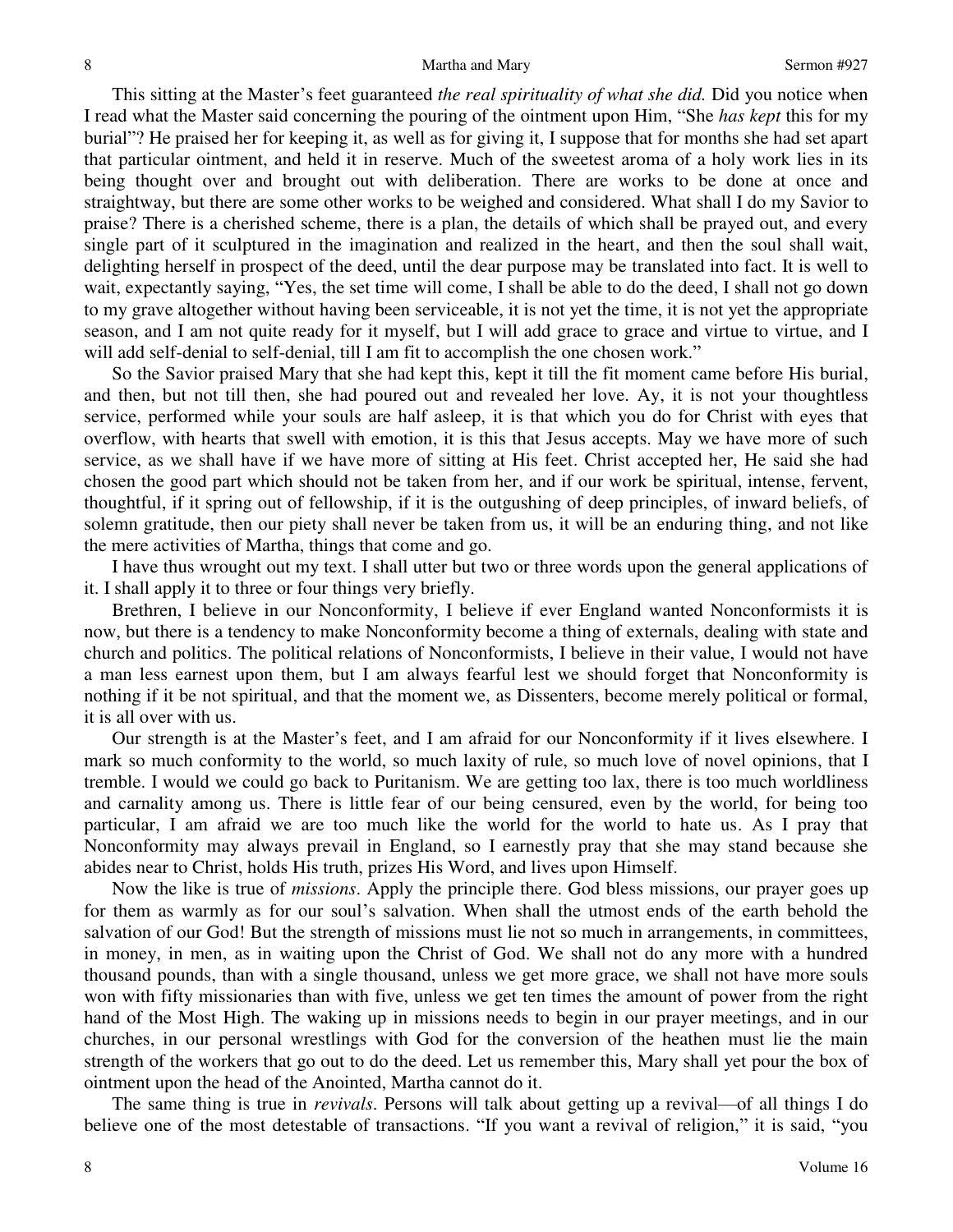This sitting at the Master's feet guaranteed *the real spirituality of what she did.* Did you notice when I read what the Master said concerning the pouring of the ointment upon Him, "She *has kept* this for my burial"? He praised her for keeping it, as well as for giving it, I suppose that for months she had set apart that particular ointment, and held it in reserve. Much of the sweetest aroma of a holy work lies in its being thought over and brought out with deliberation. There are works to be done at once and straightway, but there are some other works to be weighed and considered. What shall I do my Savior to praise? There is a cherished scheme, there is a plan, the details of which shall be prayed out, and every single part of it sculptured in the imagination and realized in the heart, and then the soul shall wait, delighting herself in prospect of the deed, until the dear purpose may be translated into fact. It is well to wait, expectantly saying, "Yes, the set time will come, I shall be able to do the deed, I shall not go down to my grave altogether without having been serviceable, it is not yet the time, it is not yet the appropriate season, and I am not quite ready for it myself, but I will add grace to grace and virtue to virtue, and I will add self-denial to self-denial, till I am fit to accomplish the one chosen work."

So the Savior praised Mary that she had kept this, kept it till the fit moment came before His burial, and then, but not till then, she had poured out and revealed her love. Ay, it is not your thoughtless service, performed while your souls are half asleep, it is that which you do for Christ with eyes that overflow, with hearts that swell with emotion, it is this that Jesus accepts. May we have more of such service, as we shall have if we have more of sitting at His feet. Christ accepted her, He said she had chosen the good part which should not be taken from her, and if our work be spiritual, intense, fervent, thoughtful, if it spring out of fellowship, if it is the outgushing of deep principles, of inward beliefs, of solemn gratitude, then our piety shall never be taken from us, it will be an enduring thing, and not like the mere activities of Martha, things that come and go.

I have thus wrought out my text. I shall utter but two or three words upon the general applications of it. I shall apply it to three or four things very briefly.

Brethren, I believe in our Nonconformity, I believe if ever England wanted Nonconformists it is now, but there is a tendency to make Nonconformity become a thing of externals, dealing with state and church and politics. The political relations of Nonconformists, I believe in their value, I would not have a man less earnest upon them, but I am always fearful lest we should forget that Nonconformity is nothing if it be not spiritual, and that the moment we, as Dissenters, become merely political or formal, it is all over with us.

Our strength is at the Master's feet, and I am afraid for our Nonconformity if it lives elsewhere. I mark so much conformity to the world, so much laxity of rule, so much love of novel opinions, that I tremble. I would we could go back to Puritanism. We are getting too lax, there is too much worldliness and carnality among us. There is little fear of our being censured, even by the world, for being too particular, I am afraid we are too much like the world for the world to hate us. As I pray that Nonconformity may always prevail in England, so I earnestly pray that she may stand because she abides near to Christ, holds His truth, prizes His Word, and lives upon Himself.

Now the like is true of *missions*. Apply the principle there. God bless missions, our prayer goes up for them as warmly as for our soul's salvation. When shall the utmost ends of the earth behold the salvation of our God! But the strength of missions must lie not so much in arrangements, in committees, in money, in men, as in waiting upon the Christ of God. We shall not do any more with a hundred thousand pounds, than with a single thousand, unless we get more grace, we shall not have more souls won with fifty missionaries than with five, unless we get ten times the amount of power from the right hand of the Most High. The waking up in missions needs to begin in our prayer meetings, and in our churches, in our personal wrestlings with God for the conversion of the heathen must lie the main strength of the workers that go out to do the deed. Let us remember this, Mary shall yet pour the box of ointment upon the head of the Anointed, Martha cannot do it.

The same thing is true in *revivals*. Persons will talk about getting up a revival—of all things I do believe one of the most detestable of transactions. "If you want a revival of religion," it is said, "you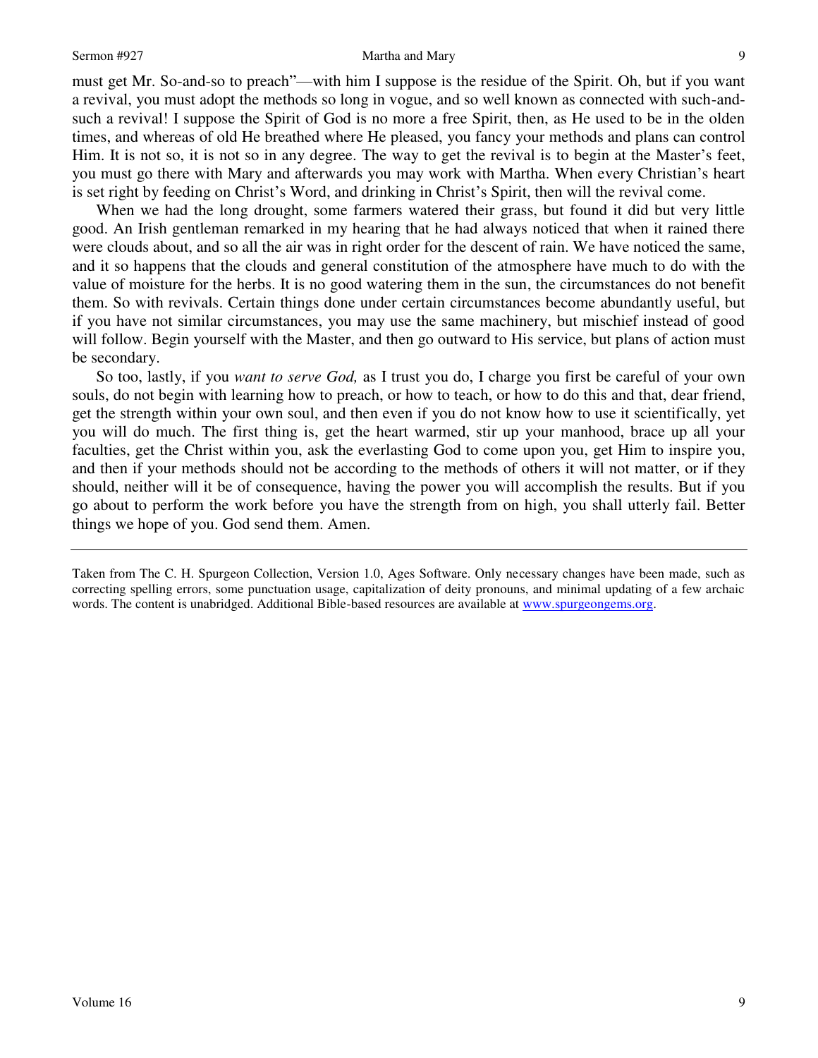must get Mr. So-and-so to preach"—with him I suppose is the residue of the Spirit. Oh, but if you want a revival, you must adopt the methods so long in vogue, and so well known as connected with such-and-such a revival! I suppose the Spirit of God is no more a free Spirit, then, as He used to be in the olden times, and whereas of old He breathed where He pleased, you fancy your methods and plans can control Him. It is not so, it is not so in any degree. The way to get the revival is to begin at the Master's feet, you must go there with Mary and afterwards you may work with Martha. When every Christian's heart is set right by feeding on Christ's Word, and drinking in Christ's Spirit, then will the revival come.

When we had the long drought, some farmers watered their grass, but found it did but very little good. An Irish gentleman remarked in my hearing that he had always noticed that when it rained there were clouds about, and so all the air was in right order for the descent of rain. We have noticed the same, and it so happens that the clouds and general constitution of the atmosphere have much to do with the value of moisture for the herbs. It is no good watering them in the sun, the circumstances do not benefit them. So with revivals. Certain things done under certain circumstances become abundantly useful, but if you have not similar circumstances, you may use the same machinery, but mischief instead of good will follow. Begin yourself with the Master, and then go outward to His service, but plans of action must be secondary.

So too, lastly, if you *want to serve God,* as I trust you do, I charge you first be careful of your own souls, do not begin with learning how to preach, or how to teach, or how to do this and that, dear friend, get the strength within your own soul, and then even if you do not know how to use it scientifically, yet you will do much. The first thing is, get the heart warmed, stir up your manhood, brace up all your faculties, get the Christ within you, ask the everlasting God to come upon you, get Him to inspire you, and then if your methods should not be according to the methods of others it will not matter, or if they should, neither will it be of consequence, having the power you will accomplish the results. But if you go about to perform the work before you have the strength from on high, you shall utterly fail. Better things we hope of you. God send them. Amen.

---

Taken from The C. H. Spurgeon Collection, Version 1.0, Ages Software. Only necessary changes have been made, such as correcting spelling errors, some punctuation usage, capitalization of deity pronouns, and minimal updating of a few archaic words. The content is unabridged. Additional Bible-based resources are available at www.spurgeongems.org.